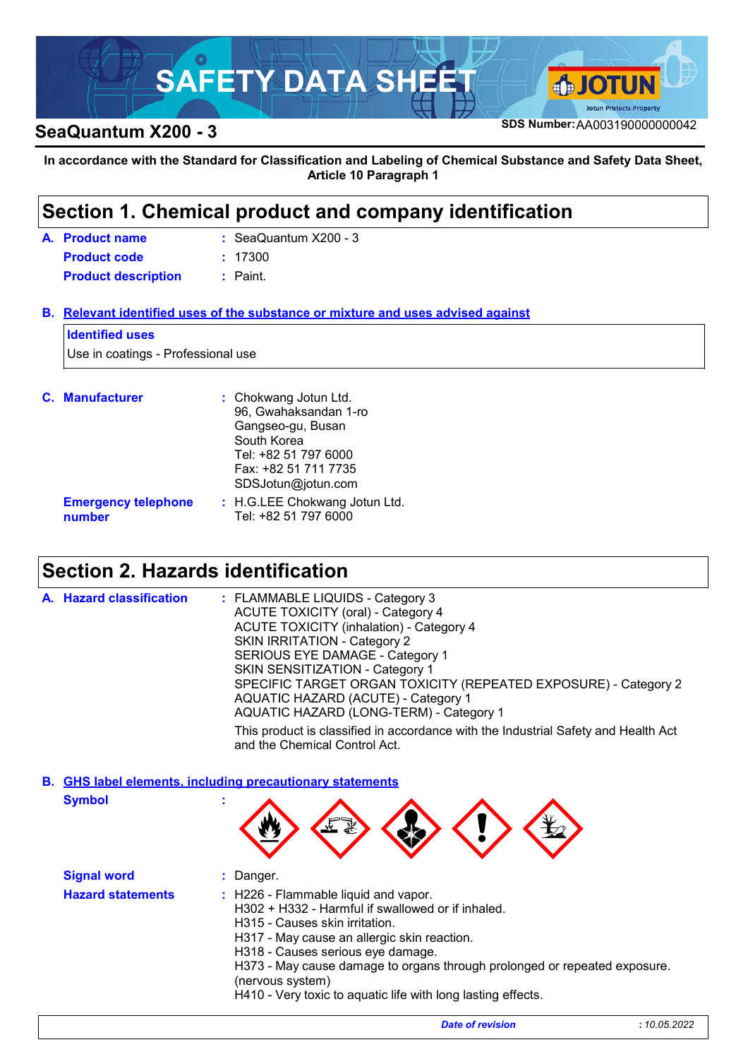# SAFETY DATA SHEET

**SeaQuantum X200 - 3**

**SDS Number:** AA003190000000042

**In accordance with the Standard for Classification and Labeling of Chemical Substance and Safety Data Sheet, Article 10 Paragraph 1**

## Section 1. Chemical product and company identification

**A. Product name** : SeaQuantum X200 - 3

**Product code** : 17300

**Product description** : Paint.

**B. Relevant identified uses of the substance or mixture and uses advised against**

**Identified uses**

Use in coatings - Professional use

**C. Manufacturer** : Chokwang Jotun Ltd.
96, Gwahaksandan 1-ro
Gangseo-gu, Busan
South Korea
Tel: +82 51 797 6000
Fax: +82 51 711 7735
SDSJotun@jotun.com

**Emergency telephone number** : H.G.LEE Chokwang Jotun Ltd.
Tel: +82 51 797 6000

## Section 2. Hazards identification

**A. Hazard classification** : FLAMMABLE LIQUIDS - Category 3
ACUTE TOXICITY (oral) - Category 4
ACUTE TOXICITY (inhalation) - Category 4
SKIN IRRITATION - Category 2
SERIOUS EYE DAMAGE - Category 1
SKIN SENSITIZATION - Category 1
SPECIFIC TARGET ORGAN TOXICITY (REPEATED EXPOSURE) - Category 2
AQUATIC HAZARD (ACUTE) - Category 1
AQUATIC HAZARD (LONG-TERM) - Category 1

This product is classified in accordance with the Industrial Safety and Health Act and the Chemical Control Act.

**B. GHS label elements, including precautionary statements**

**Symbol** :

**Signal word** : Danger.

**Hazard statements** : H226 - Flammable liquid and vapor.
H302 + H332 - Harmful if swallowed or if inhaled.
H315 - Causes skin irritation.
H317 - May cause an allergic skin reaction.
H318 - Causes serious eye damage.
H373 - May cause damage to organs through prolonged or repeated exposure. (nervous system)
H410 - Very toxic to aquatic life with long lasting effects.

*Date of revision* : *10.05.2022*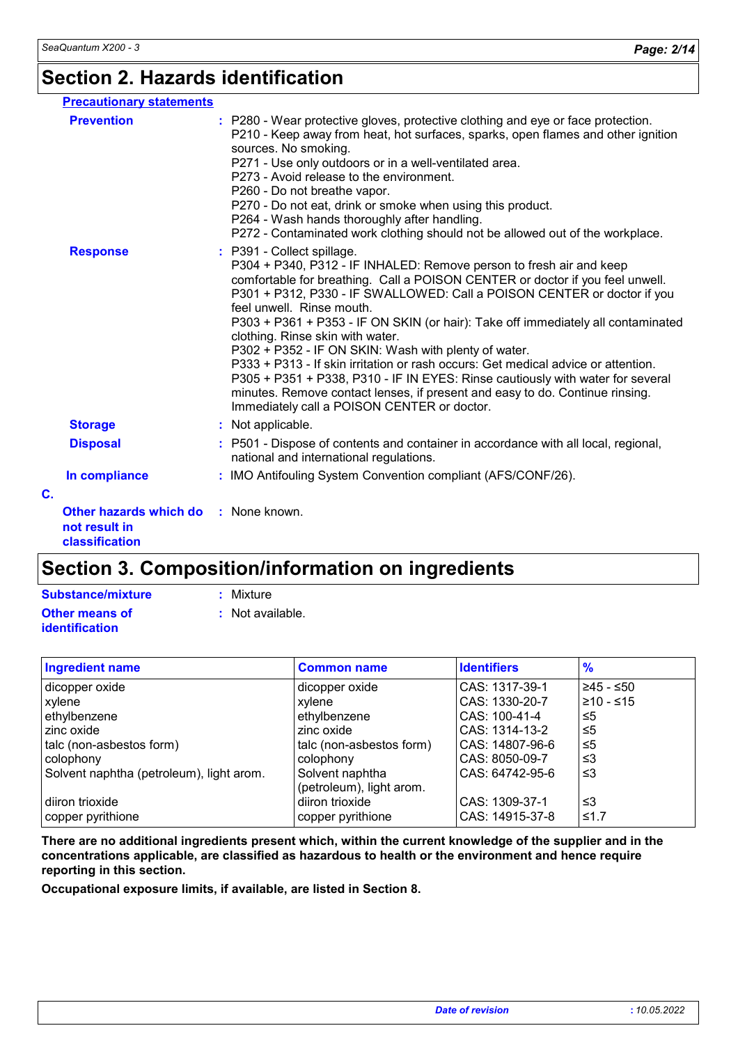## Section 2. Hazards identification

**Precautionary statements**

**Prevention** : P280 - Wear protective gloves, protective clothing and eye or face protection.
P210 - Keep away from heat, hot surfaces, sparks, open flames and other ignition sources. No smoking.
P271 - Use only outdoors or in a well-ventilated area.
P273 - Avoid release to the environment.
P260 - Do not breathe vapor.
P270 - Do not eat, drink or smoke when using this product.
P264 - Wash hands thoroughly after handling.
P272 - Contaminated work clothing should not be allowed out of the workplace.

**Response** : P391 - Collect spillage.
P304 + P340, P312 - IF INHALED: Remove person to fresh air and keep comfortable for breathing. Call a POISON CENTER or doctor if you feel unwell.
P301 + P312, P330 - IF SWALLOWED: Call a POISON CENTER or doctor if you feel unwell. Rinse mouth.
P303 + P361 + P353 - IF ON SKIN (or hair): Take off immediately all contaminated clothing. Rinse skin with water.
P302 + P352 - IF ON SKIN: Wash with plenty of water.
P333 + P313 - If skin irritation or rash occurs: Get medical advice or attention.
P305 + P351 + P338, P310 - IF IN EYES: Rinse cautiously with water for several minutes. Remove contact lenses, if present and easy to do. Continue rinsing. Immediately call a POISON CENTER or doctor.

**Storage** : Not applicable.

**Disposal** : P501 - Dispose of contents and container in accordance with all local, regional, national and international regulations.

**In compliance** : IMO Antifouling System Convention compliant (AFS/CONF/26).

**C.**

**Other hazards which do not result in classification** : None known.

## Section 3. Composition/information on ingredients

**Substance/mixture** : Mixture

**Other means of identification** : Not available.

| Ingredient name | Common name | Identifiers | % |
|---|---|---|---|
| dicopper oxide | dicopper oxide | CAS: 1317-39-1 | ≥45 - ≤50 |
| xylene | xylene | CAS: 1330-20-7 | ≥10 - ≤15 |
| ethylbenzene | ethylbenzene | CAS: 100-41-4 | ≤5 |
| zinc oxide | zinc oxide | CAS: 1314-13-2 | ≤5 |
| talc (non-asbestos form) | talc (non-asbestos form) | CAS: 14807-96-6 | ≤5 |
| colophony | colophony | CAS: 8050-09-7 | ≤3 |
| Solvent naphtha (petroleum), light arom. | Solvent naphtha (petroleum), light arom. | CAS: 64742-95-6 | ≤3 |
| diiron trioxide | diiron trioxide | CAS: 1309-37-1 | ≤3 |
| copper pyrithione | copper pyrithione | CAS: 14915-37-8 | ≤1.7 |

**There are no additional ingredients present which, within the current knowledge of the supplier and in the concentrations applicable, are classified as hazardous to health or the environment and hence require reporting in this section.**

**Occupational exposure limits, if available, are listed in Section 8.**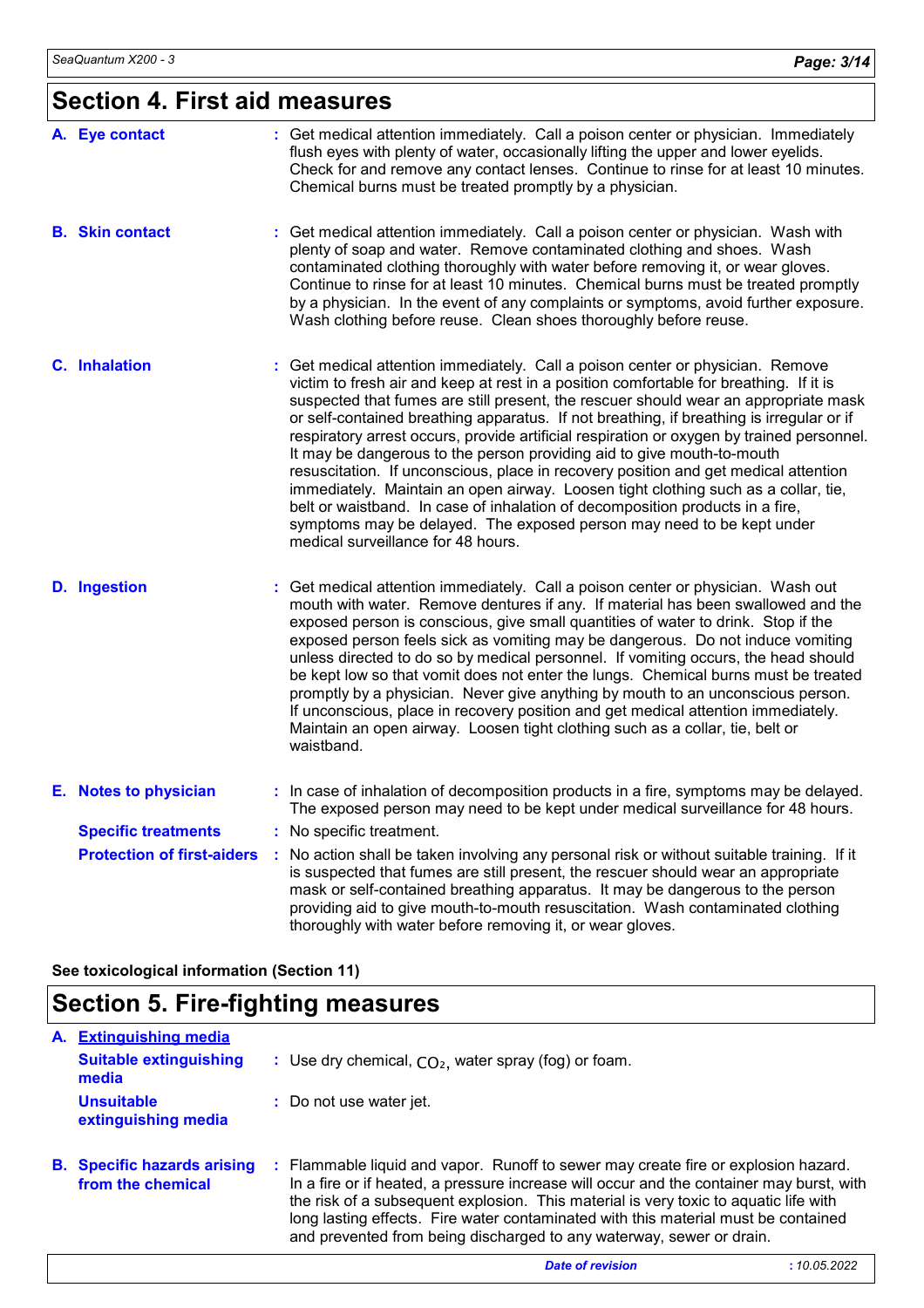## Section 4. First aid measures

**A. Eye contact** : Get medical attention immediately. Call a poison center or physician. Immediately flush eyes with plenty of water, occasionally lifting the upper and lower eyelids. Check for and remove any contact lenses. Continue to rinse for at least 10 minutes. Chemical burns must be treated promptly by a physician.

**B. Skin contact** : Get medical attention immediately. Call a poison center or physician. Wash with plenty of soap and water. Remove contaminated clothing and shoes. Wash contaminated clothing thoroughly with water before removing it, or wear gloves. Continue to rinse for at least 10 minutes. Chemical burns must be treated promptly by a physician. In the event of any complaints or symptoms, avoid further exposure. Wash clothing before reuse. Clean shoes thoroughly before reuse.

**C. Inhalation** : Get medical attention immediately. Call a poison center or physician. Remove victim to fresh air and keep at rest in a position comfortable for breathing. If it is suspected that fumes are still present, the rescuer should wear an appropriate mask or self-contained breathing apparatus. If not breathing, if breathing is irregular or if respiratory arrest occurs, provide artificial respiration or oxygen by trained personnel. It may be dangerous to the person providing aid to give mouth-to-mouth resuscitation. If unconscious, place in recovery position and get medical attention immediately. Maintain an open airway. Loosen tight clothing such as a collar, tie, belt or waistband. In case of inhalation of decomposition products in a fire, symptoms may be delayed. The exposed person may need to be kept under medical surveillance for 48 hours.

**D. Ingestion** : Get medical attention immediately. Call a poison center or physician. Wash out mouth with water. Remove dentures if any. If material has been swallowed and the exposed person is conscious, give small quantities of water to drink. Stop if the exposed person feels sick as vomiting may be dangerous. Do not induce vomiting unless directed to do so by medical personnel. If vomiting occurs, the head should be kept low so that vomit does not enter the lungs. Chemical burns must be treated promptly by a physician. Never give anything by mouth to an unconscious person. If unconscious, place in recovery position and get medical attention immediately. Maintain an open airway. Loosen tight clothing such as a collar, tie, belt or waistband.

**E. Notes to physician** : In case of inhalation of decomposition products in a fire, symptoms may be delayed. The exposed person may need to be kept under medical surveillance for 48 hours.

**Specific treatments** : No specific treatment.

**Protection of first-aiders** : No action shall be taken involving any personal risk or without suitable training. If it is suspected that fumes are still present, the rescuer should wear an appropriate mask or self-contained breathing apparatus. It may be dangerous to the person providing aid to give mouth-to-mouth resuscitation. Wash contaminated clothing thoroughly with water before removing it, or wear gloves.

**See toxicological information (Section 11)**

## Section 5. Fire-fighting measures

**A. Extinguishing media**

**Suitable extinguishing media** : Use dry chemical, $CO_2$, water spray (fog) or foam.

**Unsuitable extinguishing media** : Do not use water jet.

**B. Specific hazards arising from the chemical** : Flammable liquid and vapor. Runoff to sewer may create fire or explosion hazard. In a fire or if heated, a pressure increase will occur and the container may burst, with the risk of a subsequent explosion. This material is very toxic to aquatic life with long lasting effects. Fire water contaminated with this material must be contained and prevented from being discharged to any waterway, sewer or drain.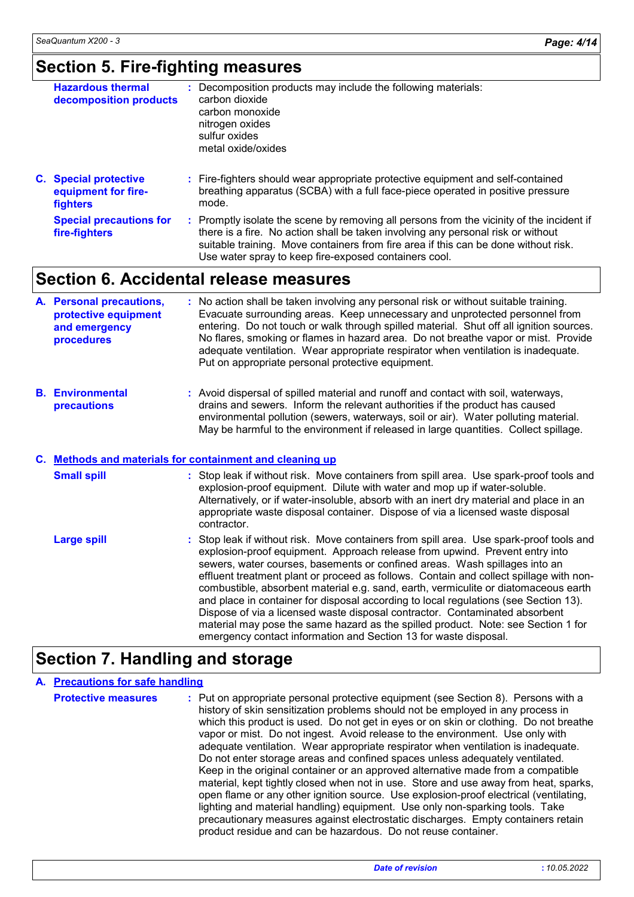## Section 5. Fire-fighting measures

**Hazardous thermal decomposition products** : Decomposition products may include the following materials:
carbon dioxide
carbon monoxide
nitrogen oxides
sulfur oxides
metal oxide/oxides

**C. Special protective equipment for fire-fighters** : Fire-fighters should wear appropriate protective equipment and self-contained breathing apparatus (SCBA) with a full face-piece operated in positive pressure mode.

**Special precautions for fire-fighters** : Promptly isolate the scene by removing all persons from the vicinity of the incident if there is a fire. No action shall be taken involving any personal risk or without suitable training. Move containers from fire area if this can be done without risk. Use water spray to keep fire-exposed containers cool.

## Section 6. Accidental release measures

**A. Personal precautions, protective equipment and emergency procedures** : No action shall be taken involving any personal risk or without suitable training. Evacuate surrounding areas. Keep unnecessary and unprotected personnel from entering. Do not touch or walk through spilled material. Shut off all ignition sources. No flares, smoking or flames in hazard area. Do not breathe vapor or mist. Provide adequate ventilation. Wear appropriate respirator when ventilation is inadequate. Put on appropriate personal protective equipment.

**B. Environmental precautions** : Avoid dispersal of spilled material and runoff and contact with soil, waterways, drains and sewers. Inform the relevant authorities if the product has caused environmental pollution (sewers, waterways, soil or air). Water polluting material. May be harmful to the environment if released in large quantities. Collect spillage.

### C. Methods and materials for containment and cleaning up

**Small spill** : Stop leak if without risk. Move containers from spill area. Use spark-proof tools and explosion-proof equipment. Dilute with water and mop up if water-soluble. Alternatively, or if water-insoluble, absorb with an inert dry material and place in an appropriate waste disposal container. Dispose of via a licensed waste disposal contractor.

**Large spill** : Stop leak if without risk. Move containers from spill area. Use spark-proof tools and explosion-proof equipment. Approach release from upwind. Prevent entry into sewers, water courses, basements or confined areas. Wash spillages into an effluent treatment plant or proceed as follows. Contain and collect spillage with non-combustible, absorbent material e.g. sand, earth, vermiculite or diatomaceous earth and place in container for disposal according to local regulations (see Section 13). Dispose of via a licensed waste disposal contractor. Contaminated absorbent material may pose the same hazard as the spilled product. Note: see Section 1 for emergency contact information and Section 13 for waste disposal.

## Section 7. Handling and storage

### A. Precautions for safe handling

**Protective measures** : Put on appropriate personal protective equipment (see Section 8). Persons with a history of skin sensitization problems should not be employed in any process in which this product is used. Do not get in eyes or on skin or clothing. Do not breathe vapor or mist. Do not ingest. Avoid release to the environment. Use only with adequate ventilation. Wear appropriate respirator when ventilation is inadequate. Do not enter storage areas and confined spaces unless adequately ventilated. Keep in the original container or an approved alternative made from a compatible material, kept tightly closed when not in use. Store and use away from heat, sparks, open flame or any other ignition source. Use explosion-proof electrical (ventilating, lighting and material handling) equipment. Use only non-sparking tools. Take precautionary measures against electrostatic discharges. Empty containers retain product residue and can be hazardous. Do not reuse container.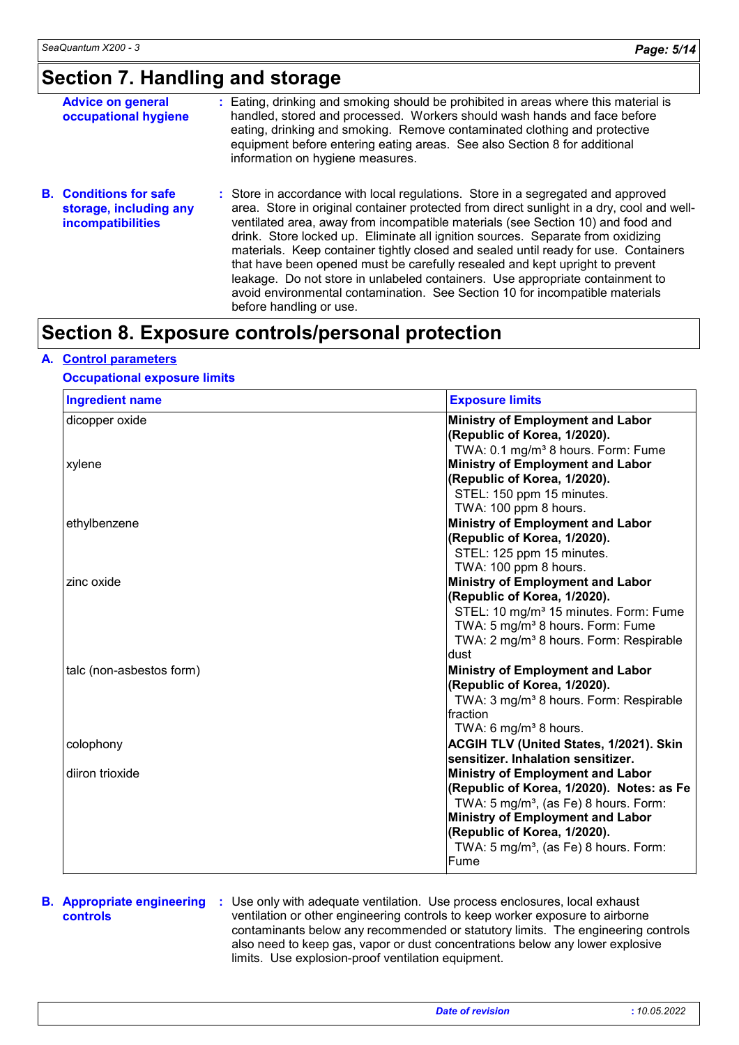# Section 7. Handling and storage

**Advice on general occupational hygiene** : Eating, drinking and smoking should be prohibited in areas where this material is handled, stored and processed. Workers should wash hands and face before eating, drinking and smoking. Remove contaminated clothing and protective equipment before entering eating areas. See also Section 8 for additional information on hygiene measures.

**B. Conditions for safe storage, including any incompatibilities** : Store in accordance with local regulations. Store in a segregated and approved area. Store in original container protected from direct sunlight in a dry, cool and well-ventilated area, away from incompatible materials (see Section 10) and food and drink. Store locked up. Eliminate all ignition sources. Separate from oxidizing materials. Keep container tightly closed and sealed until ready for use. Containers that have been opened must be carefully resealed and kept upright to prevent leakage. Do not store in unlabeled containers. Use appropriate containment to avoid environmental contamination. See Section 10 for incompatible materials before handling or use.

# Section 8. Exposure controls/personal protection

**A. Control parameters**

**Occupational exposure limits**

| Ingredient name | Exposure limits |
|---|---|
| dicopper oxide | **Ministry of Employment and Labor (Republic of Korea, 1/2020).**<br>TWA: 0.1 mg/m³ 8 hours. Form: Fume |
| xylene | **Ministry of Employment and Labor (Republic of Korea, 1/2020).**<br>STEL: 150 ppm 15 minutes.<br>TWA: 100 ppm 8 hours. |
| ethylbenzene | **Ministry of Employment and Labor (Republic of Korea, 1/2020).**<br>STEL: 125 ppm 15 minutes.<br>TWA: 100 ppm 8 hours. |
| zinc oxide | **Ministry of Employment and Labor (Republic of Korea, 1/2020).**<br>STEL: 10 mg/m³ 15 minutes. Form: Fume<br>TWA: 5 mg/m³ 8 hours. Form: Fume<br>TWA: 2 mg/m³ 8 hours. Form: Respirable dust |
| talc (non-asbestos form) | **Ministry of Employment and Labor (Republic of Korea, 1/2020).**<br>TWA: 3 mg/m³ 8 hours. Form: Respirable fraction<br>TWA: 6 mg/m³ 8 hours. |
| colophony | **ACGIH TLV (United States, 1/2021). Skin sensitizer. Inhalation sensitizer.** |
| diiron trioxide | **Ministry of Employment and Labor (Republic of Korea, 1/2020). Notes: as Fe**<br>TWA: 5 mg/m³, (as Fe) 8 hours. Form:<br>**Ministry of Employment and Labor (Republic of Korea, 1/2020).**<br>TWA: 5 mg/m³, (as Fe) 8 hours. Form: Fume |

**B. Appropriate engineering controls** : Use only with adequate ventilation. Use process enclosures, local exhaust ventilation or other engineering controls to keep worker exposure to airborne contaminants below any recommended or statutory limits. The engineering controls also need to keep gas, vapor or dust concentrations below any lower explosive limits. Use explosion-proof ventilation equipment.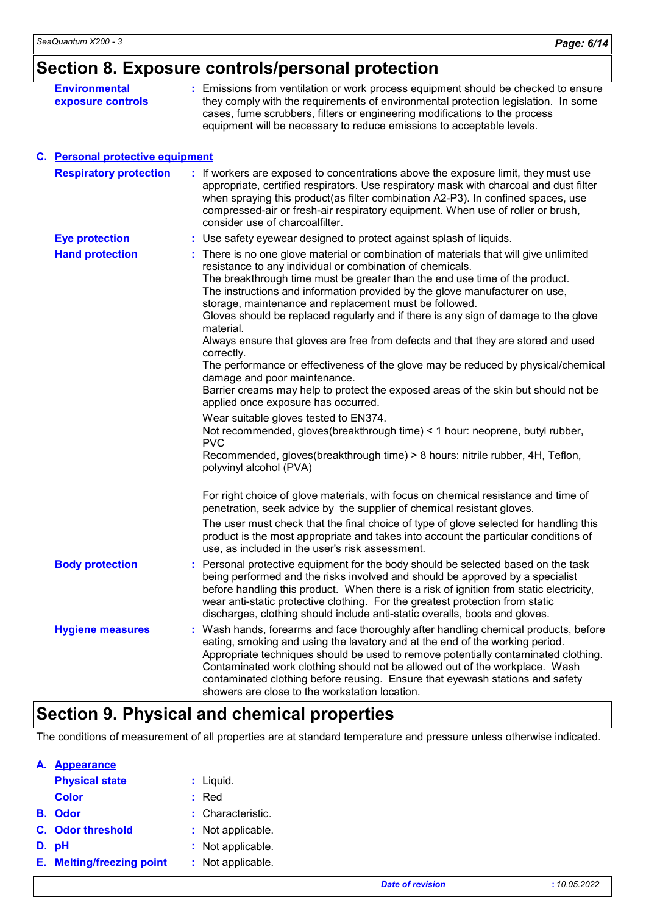# Section 8. Exposure controls/personal protection

**Environmental exposure controls** : Emissions from ventilation or work process equipment should be checked to ensure they comply with the requirements of environmental protection legislation. In some cases, fume scrubbers, filters or engineering modifications to the process equipment will be necessary to reduce emissions to acceptable levels.

### C. Personal protective equipment

**Respiratory protection** : If workers are exposed to concentrations above the exposure limit, they must use appropriate, certified respirators. Use respiratory mask with charcoal and dust filter when spraying this product(as filter combination A2-P3). In confined spaces, use compressed-air or fresh-air respiratory equipment. When use of roller or brush, consider use of charcoalfilter.

**Eye protection** : Use safety eyewear designed to protect against splash of liquids.

**Hand protection** : There is no one glove material or combination of materials that will give unlimited resistance to any individual or combination of chemicals.
The breakthrough time must be greater than the end use time of the product.
The instructions and information provided by the glove manufacturer on use, storage, maintenance and replacement must be followed.
Gloves should be replaced regularly and if there is any sign of damage to the glove material.
Always ensure that gloves are free from defects and that they are stored and used correctly.
The performance or effectiveness of the glove may be reduced by physical/chemical damage and poor maintenance.
Barrier creams may help to protect the exposed areas of the skin but should not be applied once exposure has occurred.

Wear suitable gloves tested to EN374.
Not recommended, gloves(breakthrough time) < 1 hour: neoprene, butyl rubber, PVC
Recommended, gloves(breakthrough time) > 8 hours: nitrile rubber, 4H, Teflon, polyvinyl alcohol (PVA)

For right choice of glove materials, with focus on chemical resistance and time of penetration, seek advice by the supplier of chemical resistant gloves.

The user must check that the final choice of type of glove selected for handling this product is the most appropriate and takes into account the particular conditions of use, as included in the user's risk assessment.

**Body protection** : Personal protective equipment for the body should be selected based on the task being performed and the risks involved and should be approved by a specialist before handling this product. When there is a risk of ignition from static electricity, wear anti-static protective clothing. For the greatest protection from static discharges, clothing should include anti-static overalls, boots and gloves.

**Hygiene measures** : Wash hands, forearms and face thoroughly after handling chemical products, before eating, smoking and using the lavatory and at the end of the working period. Appropriate techniques should be used to remove potentially contaminated clothing. Contaminated work clothing should not be allowed out of the workplace. Wash contaminated clothing before reusing. Ensure that eyewash stations and safety showers are close to the workstation location.

# Section 9. Physical and chemical properties

The conditions of measurement of all properties are at standard temperature and pressure unless otherwise indicated.

### A. Appearance

**Physical state** : Liquid.

**Color** : Red

**B. Odor** : Characteristic.

**C. Odor threshold** : Not applicable.

**D. pH** : Not applicable.

**E. Melting/freezing point** : Not applicable.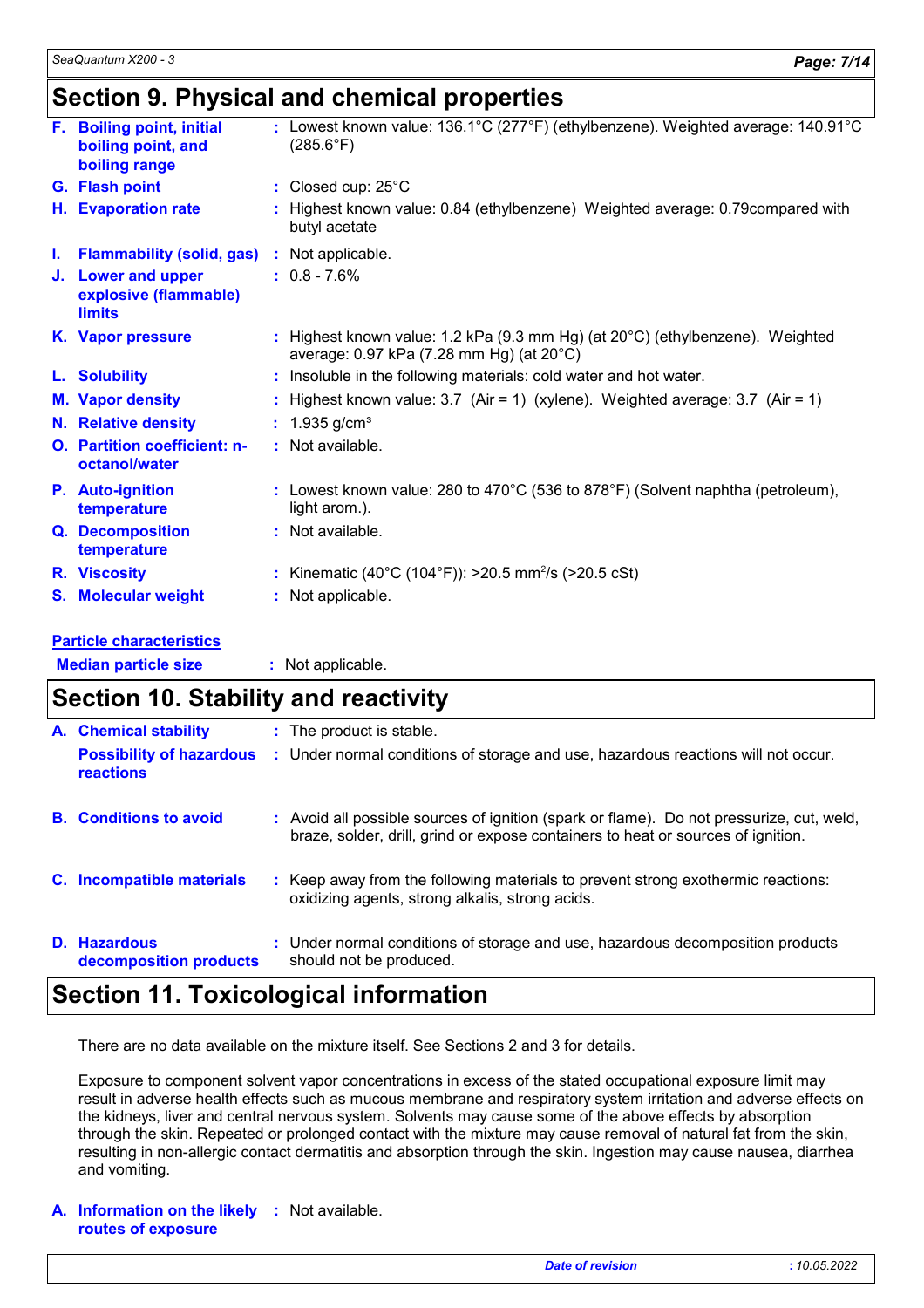## Section 9. Physical and chemical properties

| | |
|---|---|
| **F. Boiling point, initial boiling point, and boiling range** | : Lowest known value: 136.1°C (277°F) (ethylbenzene). Weighted average: 140.91°C (285.6°F) |
| **G. Flash point** | : Closed cup: 25°C |
| **H. Evaporation rate** | : Highest known value: 0.84 (ethylbenzene) Weighted average: 0.79compared with butyl acetate |
| **I. Flammability (solid, gas)** | : Not applicable. |
| **J. Lower and upper explosive (flammable) limits** | : 0.8 - 7.6% |
| **K. Vapor pressure** | : Highest known value: 1.2 kPa (9.3 mm Hg) (at 20°C) (ethylbenzene). Weighted average: 0.97 kPa (7.28 mm Hg) (at 20°C) |
| **L. Solubility** | : Insoluble in the following materials: cold water and hot water. |
| **M. Vapor density** | : Highest known value: 3.7 (Air = 1) (xylene). Weighted average: 3.7 (Air = 1) |
| **N. Relative density** | : 1.935 $g/cm^3$ |
| **O. Partition coefficient: n-octanol/water** | : Not available. |
| **P. Auto-ignition temperature** | : Lowest known value: 280 to 470°C (536 to 878°F) (Solvent naphtha (petroleum), light arom.). |
| **Q. Decomposition temperature** | : Not available. |
| **R. Viscosity** | : Kinematic (40°C (104°F)): >20.5 $mm^2/s$ (>20.5 cSt) |
| **S. Molecular weight** | : Not applicable. |

**Particle characteristics**

| | |
|---|---|
| **Median particle size** | : Not applicable. |

## Section 10. Stability and reactivity

| | |
|---|---|
| **A. Chemical stability** | : The product is stable. |
| **Possibility of hazardous reactions** | : Under normal conditions of storage and use, hazardous reactions will not occur. |
| **B. Conditions to avoid** | : Avoid all possible sources of ignition (spark or flame). Do not pressurize, cut, weld, braze, solder, drill, grind or expose containers to heat or sources of ignition. |
| **C. Incompatible materials** | : Keep away from the following materials to prevent strong exothermic reactions: oxidizing agents, strong alkalis, strong acids. |
| **D. Hazardous decomposition products** | : Under normal conditions of storage and use, hazardous decomposition products should not be produced. |

## Section 11. Toxicological information

There are no data available on the mixture itself. See Sections 2 and 3 for details.

Exposure to component solvent vapor concentrations in excess of the stated occupational exposure limit may result in adverse health effects such as mucous membrane and respiratory system irritation and adverse effects on the kidneys, liver and central nervous system. Solvents may cause some of the above effects by absorption through the skin. Repeated or prolonged contact with the mixture may cause removal of natural fat from the skin, resulting in non-allergic contact dermatitis and absorption through the skin. Ingestion may cause nausea, diarrhea and vomiting.

| | |
|---|---|
| **A. Information on the likely routes of exposure** | : Not available. |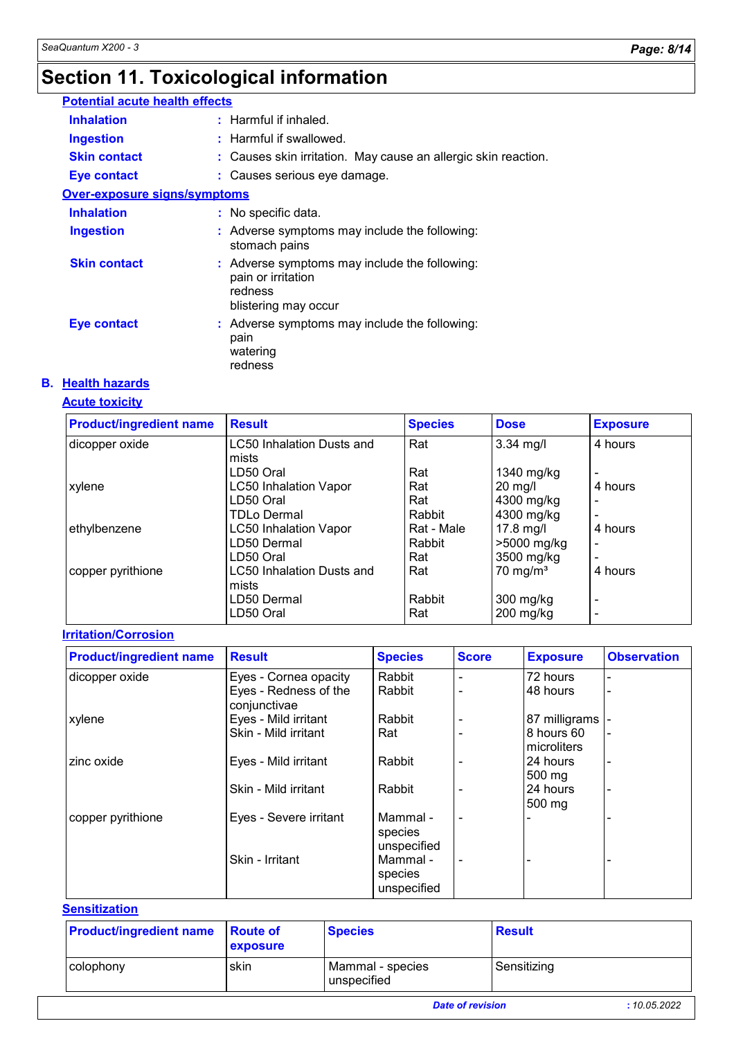# Section 11. Toxicological information

**Potential acute health effects**

| | |
|---|---|
| **Inhalation** | : Harmful if inhaled. |
| **Ingestion** | : Harmful if swallowed. |
| **Skin contact** | : Causes skin irritation. May cause an allergic skin reaction. |
| **Eye contact** | : Causes serious eye damage. |

**Over-exposure signs/symptoms**

| | |
|---|---|
| **Inhalation** | : No specific data. |
| **Ingestion** | : Adverse symptoms may include the following: stomach pains |
| **Skin contact** | : Adverse symptoms may include the following: pain or irritation, redness, blistering may occur |
| **Eye contact** | : Adverse symptoms may include the following: pain, watering, redness |

**B. Health hazards**

**Acute toxicity**

| Product/ingredient name | Result | Species | Dose | Exposure |
|---|---|---|---|---|
| dicopper oxide | LC50 Inhalation Dusts and mists | Rat | 3.34 mg/l | 4 hours |
| | LD50 Oral | Rat | 1340 mg/kg | - |
| xylene | LC50 Inhalation Vapor | Rat | 20 mg/l | 4 hours |
| | LD50 Oral | Rat | 4300 mg/kg | - |
| | TDLo Dermal | Rabbit | 4300 mg/kg | - |
| ethylbenzene | LC50 Inhalation Vapor | Rat - Male | 17.8 mg/l | 4 hours |
| | LD50 Dermal | Rabbit | >5000 mg/kg | - |
| | LD50 Oral | Rat | 3500 mg/kg | - |
| copper pyrithione | LC50 Inhalation Dusts and mists | Rat | 70 mg/m³ | 4 hours |
| | LD50 Dermal | Rabbit | 300 mg/kg | - |
| | LD50 Oral | Rat | 200 mg/kg | - |

**Irritation/Corrosion**

| Product/ingredient name | Result | Species | Score | Exposure | Observation |
|---|---|---|---|---|---|
| dicopper oxide | Eyes - Cornea opacity | Rabbit | - | 72 hours | - |
| | Eyes - Redness of the conjunctivae | Rabbit | - | 48 hours | - |
| xylene | Eyes - Mild irritant | Rabbit | - | 87 milligrams | - |
| | Skin - Mild irritant | Rat | - | 8 hours 60 microliters | - |
| zinc oxide | Eyes - Mild irritant | Rabbit | - | 24 hours 500 mg | - |
| | Skin - Mild irritant | Rabbit | - | 24 hours 500 mg | - |
| copper pyrithione | Eyes - Severe irritant | Mammal - species unspecified | - | - | - |
| | Skin - Irritant | Mammal - species unspecified | - | - | - |

**Sensitization**

| Product/ingredient name | Route of exposure | Species | Result |
|---|---|---|---|
| colophony | skin | Mammal - species unspecified | Sensitizing |

Date of revision : 10.05.2022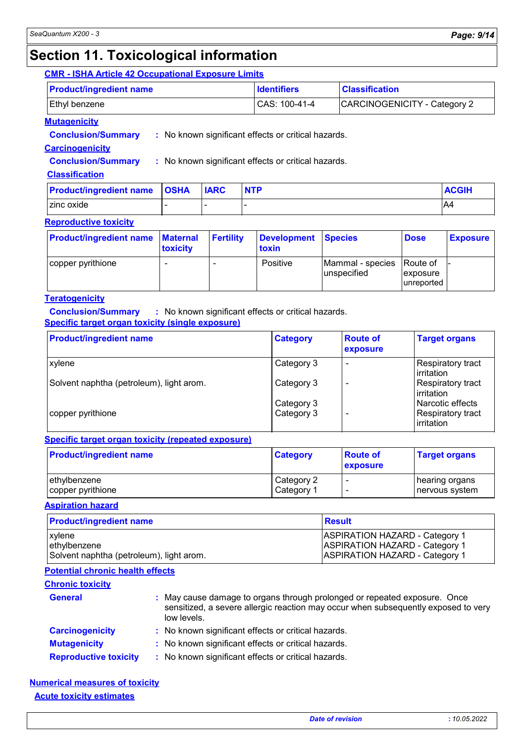# Section 11. Toxicological information

**CMR - ISHA Article 42 Occupational Exposure Limits**

| Product/ingredient name | Identifiers | Classification |
|---|---|---|
| Ethyl benzene | CAS: 100-41-4 | CARCINOGENICITY - Category 2 |

**Mutagenicity**

**Conclusion/Summary** : No known significant effects or critical hazards.

**Carcinogenicity**

**Conclusion/Summary** : No known significant effects or critical hazards.

**Classification**

| Product/ingredient name | OSHA | IARC | NTP | ACGIH |
|---|---|---|---|---|
| zinc oxide | - | - | - | A4 |

**Reproductive toxicity**

| Product/ingredient name | Maternal toxicity | Fertility | Development toxin | Species | Dose | Exposure |
|---|---|---|---|---|---|---|
| copper pyrithione | - | - | Positive | Mammal - species unspecified | Route of exposure unreported | - |

**Teratogenicity**

**Conclusion/Summary** : No known significant effects or critical hazards.

**Specific target organ toxicity (single exposure)**

| Product/ingredient name | Category | Route of exposure | Target organs |
|---|---|---|---|
| xylene | Category 3 | - | Respiratory tract irritation |
| Solvent naphtha (petroleum), light arom. | Category 3 | - | Respiratory tract irritation |
| | Category 3 | | Narcotic effects |
| copper pyrithione | Category 3 | - | Respiratory tract irritation |

**Specific target organ toxicity (repeated exposure)**

| Product/ingredient name | Category | Route of exposure | Target organs |
|---|---|---|---|
| ethylbenzene | Category 2 | - | hearing organs |
| copper pyrithione | Category 1 | - | nervous system |

**Aspiration hazard**

| Product/ingredient name | Result |
|---|---|
| xylene | ASPIRATION HAZARD - Category 1 |
| ethylbenzene | ASPIRATION HAZARD - Category 1 |
| Solvent naphtha (petroleum), light arom. | ASPIRATION HAZARD - Category 1 |

**Potential chronic health effects**

**Chronic toxicity**

**General** : May cause damage to organs through prolonged or repeated exposure. Once sensitized, a severe allergic reaction may occur when subsequently exposed to very low levels.

**Carcinogenicity** : No known significant effects or critical hazards.

**Mutagenicity** : No known significant effects or critical hazards.

**Reproductive toxicity** : No known significant effects or critical hazards.

**Numerical measures of toxicity**

**Acute toxicity estimates**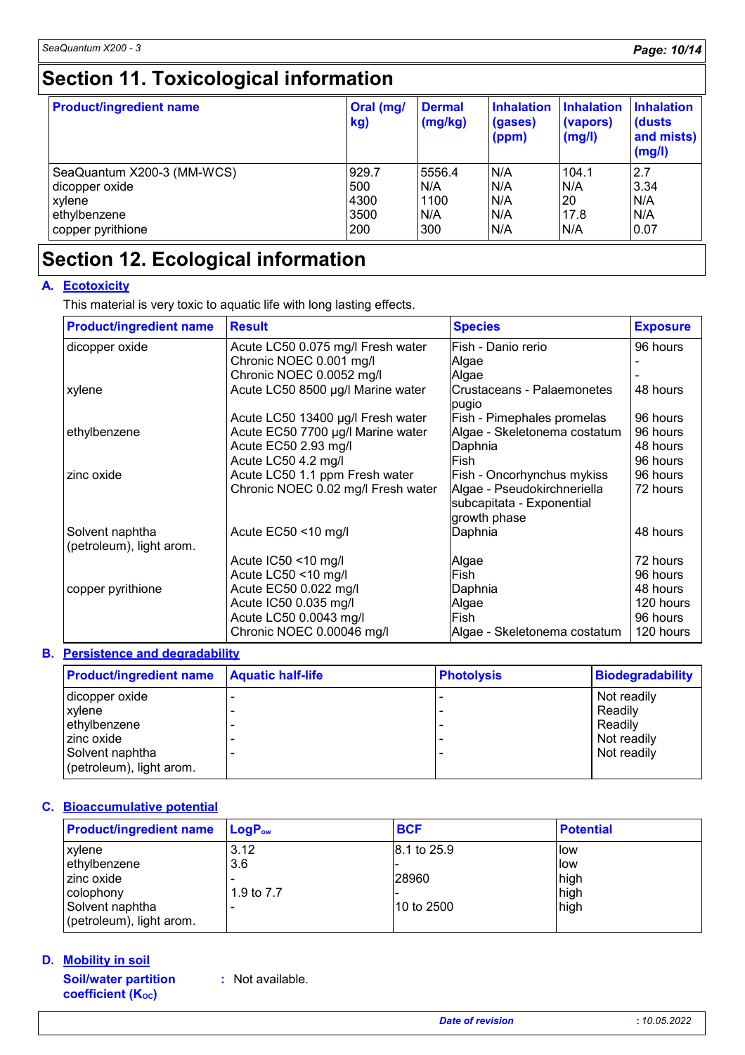## Section 11. Toxicological information

| Product/ingredient name | Oral (mg/kg) | Dermal (mg/kg) | Inhalation (gases) (ppm) | Inhalation (vapors) (mg/l) | Inhalation (dusts and mists) (mg/l) |
|---|---|---|---|---|---|
| SeaQuantum X200-3 (MM-WCS) | 929.7 | 5556.4 | N/A | 104.1 | 2.7 |
| dicopper oxide | 500 | N/A | N/A | N/A | 3.34 |
| xylene | 4300 | 1100 | N/A | 20 | N/A |
| ethylbenzene | 3500 | N/A | N/A | 17.8 | N/A |
| copper pyrithione | 200 | 300 | N/A | N/A | 0.07 |

## Section 12. Ecological information

### A. Ecotoxicity

This material is very toxic to aquatic life with long lasting effects.

| Product/ingredient name | Result | Species | Exposure |
|---|---|---|---|
| dicopper oxide | Acute LC50 0.075 mg/l Fresh water | Fish - Danio rerio | 96 hours |
| | Chronic NOEC 0.001 mg/l | Algae | - |
| | Chronic NOEC 0.0052 mg/l | Algae | - |
| xylene | Acute LC50 8500 µg/l Marine water | Crustaceans - Palaemonetes pugio | 48 hours |
| | Acute LC50 13400 µg/l Fresh water | Fish - Pimephales promelas | 96 hours |
| ethylbenzene | Acute EC50 7700 µg/l Marine water | Algae - Skeletonema costatum | 96 hours |
| | Acute EC50 2.93 mg/l | Daphnia | 48 hours |
| | Acute LC50 4.2 mg/l | Fish | 96 hours |
| zinc oxide | Acute LC50 1.1 ppm Fresh water | Fish - Oncorhynchus mykiss | 96 hours |
| | Chronic NOEC 0.02 mg/l Fresh water | Algae - Pseudokirchneriella subcapitata - Exponential growth phase | 72 hours |
| Solvent naphtha (petroleum), light arom. | Acute EC50 <10 mg/l | Daphnia | 48 hours |
| | Acute IC50 <10 mg/l | Algae | 72 hours |
| | Acute LC50 <10 mg/l | Fish | 96 hours |
| copper pyrithione | Acute EC50 0.022 mg/l | Daphnia | 48 hours |
| | Acute IC50 0.035 mg/l | Algae | 120 hours |
| | Acute LC50 0.0043 mg/l | Fish | 96 hours |
| | Chronic NOEC 0.00046 mg/l | Algae - Skeletonema costatum | 120 hours |

### B. Persistence and degradability

| Product/ingredient name | Aquatic half-life | Photolysis | Biodegradability |
|---|---|---|---|
| dicopper oxide | - | - | Not readily |
| xylene | - | - | Readily |
| ethylbenzene | - | - | Readily |
| zinc oxide | - | - | Not readily |
| Solvent naphtha (petroleum), light arom. | - | - | Not readily |

### C. Bioaccumulative potential

| Product/ingredient name | $LogP_{ow}$ | BCF | Potential |
|---|---|---|---|
| xylene | 3.12 | 8.1 to 25.9 | low |
| ethylbenzene | 3.6 | - | low |
| zinc oxide | - | 28960 | high |
| colophony | 1.9 to 7.7 | - | high |
| Solvent naphtha (petroleum), light arom. | - | 10 to 2500 | high |

### D. Mobility in soil

**Soil/water partition coefficient ($K_{OC}$)** : Not available.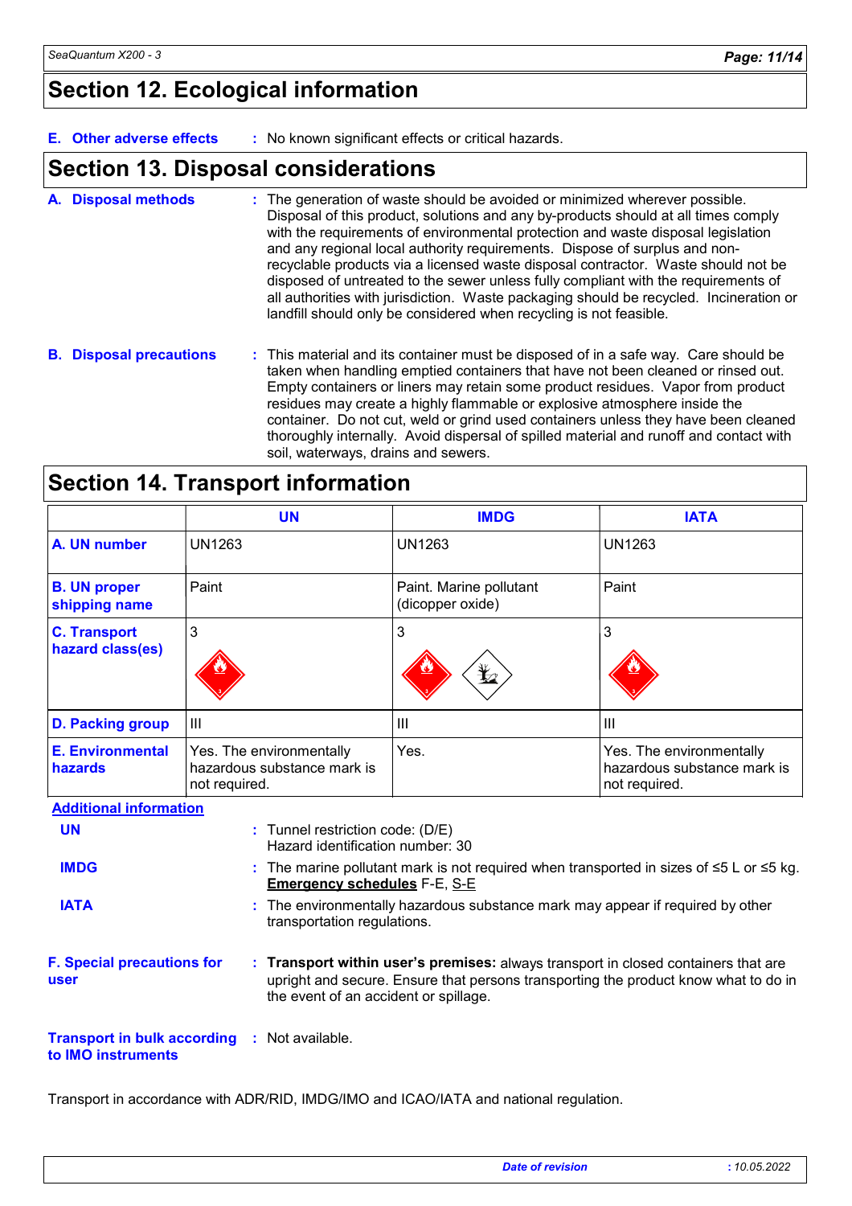## Section 12. Ecological information

**E. Other adverse effects** : No known significant effects or critical hazards.

## Section 13. Disposal considerations

**A. Disposal methods** : The generation of waste should be avoided or minimized wherever possible. Disposal of this product, solutions and any by-products should at all times comply with the requirements of environmental protection and waste disposal legislation and any regional local authority requirements. Dispose of surplus and non-recyclable products via a licensed waste disposal contractor. Waste should not be disposed of untreated to the sewer unless fully compliant with the requirements of all authorities with jurisdiction. Waste packaging should be recycled. Incineration or landfill should only be considered when recycling is not feasible.

**B. Disposal precautions** : This material and its container must be disposed of in a safe way. Care should be taken when handling emptied containers that have not been cleaned or rinsed out. Empty containers or liners may retain some product residues. Vapor from product residues may create a highly flammable or explosive atmosphere inside the container. Do not cut, weld or grind used containers unless they have been cleaned thoroughly internally. Avoid dispersal of spilled material and runoff and contact with soil, waterways, drains and sewers.

## Section 14. Transport information

| | UN | IMDG | IATA |
|---|---|---|---|
| **A. UN number** | UN1263 | UN1263 | UN1263 |
| **B. UN proper shipping name** | Paint | Paint. Marine pollutant (dicopper oxide) | Paint |
| **C. Transport hazard class(es)** | 3 | 3 | 3 |
| **D. Packing group** | III | III | III |
| **E. Environmental hazards** | Yes. The environmentally hazardous substance mark is not required. | Yes. | Yes. The environmentally hazardous substance mark is not required. |

**Additional information**

**UN** : Tunnel restriction code: (D/E)
Hazard identification number: 30

**IMDG** : The marine pollutant mark is not required when transported in sizes of ≤5 L or ≤5 kg.
**Emergency schedules** F-E, S-E

**IATA** : The environmentally hazardous substance mark may appear if required by other transportation regulations.

**F. Special precautions for user** : **Transport within user's premises:** always transport in closed containers that are upright and secure. Ensure that persons transporting the product know what to do in the event of an accident or spillage.

**Transport in bulk according to IMO instruments** : Not available.

Transport in accordance with ADR/RID, IMDG/IMO and ICAO/IATA and national regulation.

*Date of revision* : 10.05.2022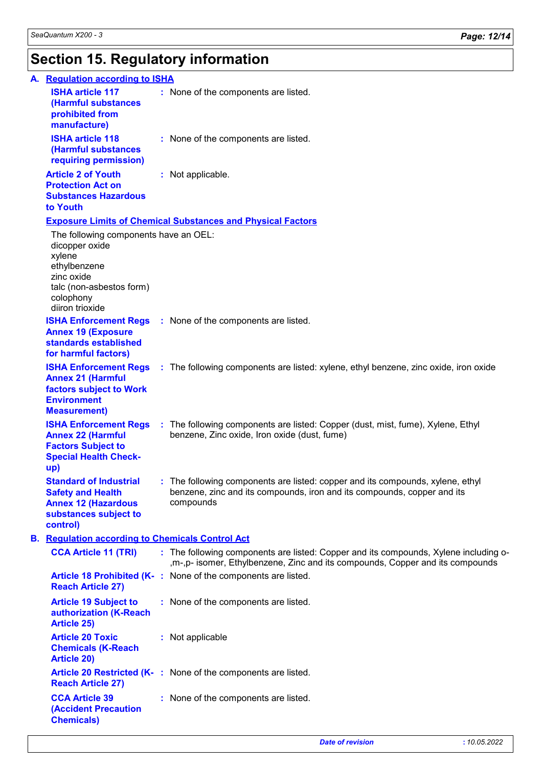# Section 15. Regulatory information

## A. Regulation according to ISHA

**ISHA article 117 (Harmful substances prohibited from manufacture)** : None of the components are listed.

**ISHA article 118 (Harmful substances requiring permission)** : None of the components are listed.

**Article 2 of Youth Protection Act on Substances Hazardous to Youth** : Not applicable.

**Exposure Limits of Chemical Substances and Physical Factors**

The following components have an OEL:
dicopper oxide
xylene
ethylbenzene
zinc oxide
talc (non-asbestos form)
colophony
diiron trioxide

**ISHA Enforcement Regs Annex 19 (Exposure standards established for harmful factors)** : None of the components are listed.

**ISHA Enforcement Regs Annex 21 (Harmful factors subject to Work Environment Measurement)** : The following components are listed: xylene, ethyl benzene, zinc oxide, iron oxide

**ISHA Enforcement Regs Annex 22 (Harmful Factors Subject to Special Health Check-up)** : The following components are listed: Copper (dust, mist, fume), Xylene, Ethyl benzene, Zinc oxide, Iron oxide (dust, fume)

**Standard of Industrial Safety and Health Annex 12 (Hazardous substances subject to control)** : The following components are listed: copper and its compounds, xylene, ethyl benzene, zinc and its compounds, iron and its compounds, copper and its compounds

## B. Regulation according to Chemicals Control Act

**CCA Article 11 (TRI)** : The following components are listed: Copper and its compounds, Xylene including o-,m-,p- isomer, Ethylbenzene, Zinc and its compounds, Copper and its compounds

**Article 18 Prohibited (K-Reach Article 27)** : None of the components are listed.

**Article 19 Subject to authorization (K-Reach Article 25)** : None of the components are listed.

**Article 20 Toxic Chemicals (K-Reach Article 20)** : Not applicable

**Article 20 Restricted (K-Reach Article 27)** : None of the components are listed.

**CCA Article 39 (Accident Precaution Chemicals)** : None of the components are listed.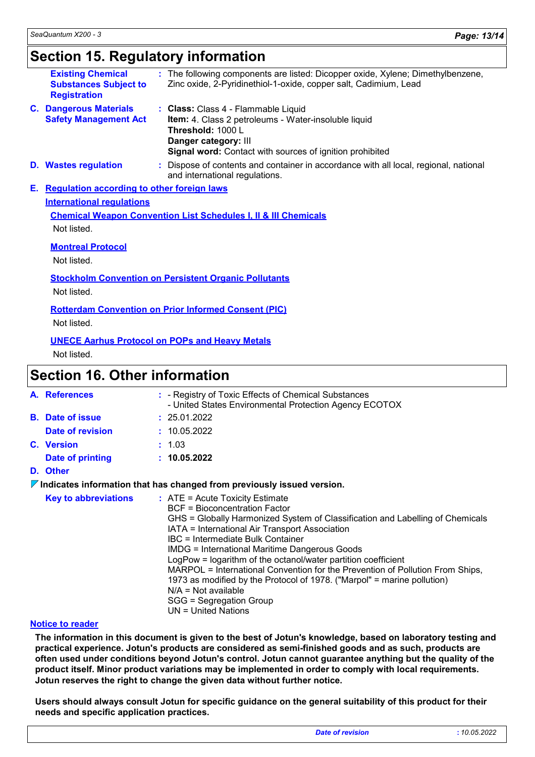## Section 15. Regulatory information

**Existing Chemical Substances Subject to Registration** : The following components are listed: Dicopper oxide, Xylene; Dimethylbenzene, Zinc oxide, 2-Pyridinethiol-1-oxide, copper salt, Cadimium, Lead

**C. Dangerous Materials Safety Management Act** : **Class:** Class 4 - Flammable Liquid
**Item:** 4. Class 2 petroleums - Water-insoluble liquid
**Threshold:** 1000 L
**Danger category:** III
**Signal word:** Contact with sources of ignition prohibited

**D. Wastes regulation** : Dispose of contents and container in accordance with all local, regional, national and international regulations.

**E. Regulation according to other foreign laws**

**International regulations**

**Chemical Weapon Convention List Schedules I, II & III Chemicals**

Not listed.

**Montreal Protocol**

Not listed.

**Stockholm Convention on Persistent Organic Pollutants**

Not listed.

**Rotterdam Convention on Prior Informed Consent (PIC)**

Not listed.

**UNECE Aarhus Protocol on POPs and Heavy Metals**

Not listed.

## Section 16. Other information

**A. References** : - Registry of Toxic Effects of Chemical Substances
- United States Environmental Protection Agency ECOTOX

**B. Date of issue** : 25.01.2022

**Date of revision** : 10.05.2022

**C. Version** : 1.03

**Date of printing** : **10.05.2022**

**D. Other**

**Indicates information that has changed from previously issued version.**

**Key to abbreviations** : ATE = Acute Toxicity Estimate
BCF = Bioconcentration Factor
GHS = Globally Harmonized System of Classification and Labelling of Chemicals
IATA = International Air Transport Association
IBC = Intermediate Bulk Container
IMDG = International Maritime Dangerous Goods
LogPow = logarithm of the octanol/water partition coefficient
MARPOL = International Convention for the Prevention of Pollution From Ships, 1973 as modified by the Protocol of 1978. ("Marpol" = marine pollution)
N/A = Not available
SGG = Segregation Group
UN = United Nations

**Notice to reader**

**The information in this document is given to the best of Jotun's knowledge, based on laboratory testing and practical experience. Jotun's products are considered as semi-finished goods and as such, products are often used under conditions beyond Jotun's control. Jotun cannot guarantee anything but the quality of the product itself. Minor product variations may be implemented in order to comply with local requirements. Jotun reserves the right to change the given data without further notice.**

**Users should always consult Jotun for specific guidance on the general suitability of this product for their needs and specific application practices.**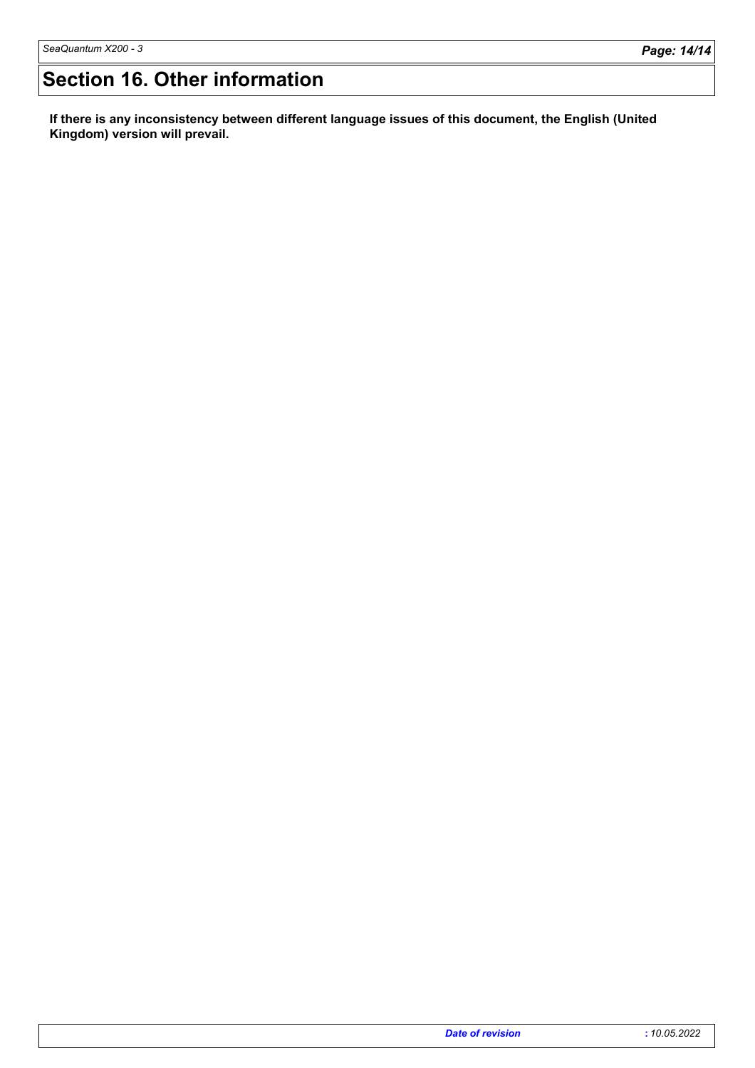# Section 16. Other information

**If there is any inconsistency between different language issues of this document, the English (United Kingdom) version will prevail.**

*Date of revision* : *10.05.2022*